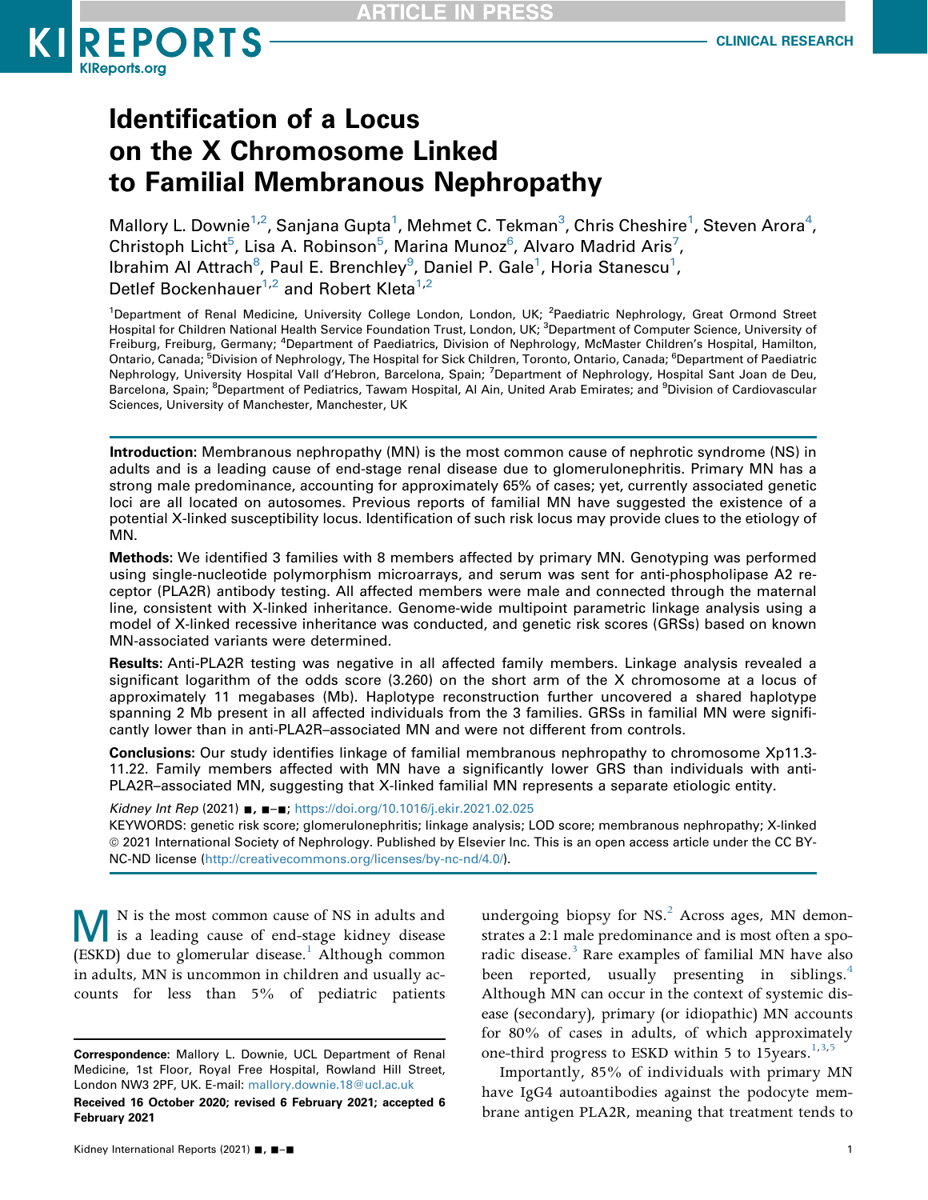# Identification of a Locus on the X Chromosome Linked to Familial Membranous Nephropathy

Mallory L. Downie[1,2], Sanjana Gupta[1], Mehmet C. Tekman[3], Chris Cheshire[1], Steven Arora[4], Christoph Licht[5], Lisa A. Robinson[5], Marina Munoz[6], Alvaro Madrid Aris[7], Ibrahim Al Attrach[8], Paul E. Brenchley[9], Daniel P. Gale[1], Horia Stanescu[1], Detlef Bockenhauer[1,2] and Robert Kleta[1,2]

[1]Department of Renal Medicine, University College London, London, UK; [2]Paediatric Nephrology, Great Ormond Street Hospital for Children National Health Service Foundation Trust, London, UK; [3]Department of Computer Science, University of Freiburg, Freiburg, Germany; [4]Department of Paediatrics, Division of Nephrology, McMaster Children's Hospital, Hamilton, Ontario, Canada; [5]Division of Nephrology, The Hospital for Sick Children, Toronto, Ontario, Canada; [6]Department of Paediatric Nephrology, University Hospital Vall d'Hebron, Barcelona, Spain; [7]Department of Nephrology, Hospital Sant Joan de Deu, Barcelona, Spain; [8]Department of Pediatrics, Tawam Hospital, Al Ain, United Arab Emirates; and [9]Division of Cardiovascular Sciences, University of Manchester, Manchester, UK

**Introduction**: Membranous nephropathy (MN) is the most common cause of nephrotic syndrome (NS) in adults and is a leading cause of end-stage renal disease due to glomerulonephritis. Primary MN has a strong male predominance, accounting for approximately 65% of cases; yet, currently associated genetic loci are all located on autosomes. Previous reports of familial MN have suggested the existence of a potential X-linked susceptibility locus. Identification of such risk locus may provide clues to the etiology of MN.

**Methods**: We identified 3 families with 8 members affected by primary MN. Genotyping was performed using single-nucleotide polymorphism microarrays, and serum was sent for anti-phospholipase A2 receptor (PLA2R) antibody testing. All affected members were male and connected through the maternal line, consistent with X-linked inheritance. Genome-wide multipoint parametric linkage analysis using a model of X-linked recessive inheritance was conducted, and genetic risk scores (GRSs) based on known MN-associated variants were determined.

**Results**: Anti-PLA2R testing was negative in all affected family members. Linkage analysis revealed a significant logarithm of the odds score (3.260) on the short arm of the X chromosome at a locus of approximately 11 megabases (Mb). Haplotype reconstruction further uncovered a shared haplotype spanning 2 Mb present in all affected individuals from the 3 families. GRSs in familial MN were significantly lower than in anti-PLA2R–associated MN and were not different from controls.

**Conclusions**: Our study identifies linkage of familial membranous nephropathy to chromosome Xp11.3-11.22. Family members affected with MN have a significantly lower GRS than individuals with anti-PLA2R–associated MN, suggesting that X-linked familial MN represents a separate etiologic entity.

*Kidney Int Rep* (2021) ■, ■–■; https://doi.org/10.1016/j.ekir.2021.02.025

KEYWORDS: genetic risk score; glomerulonephritis; linkage analysis; LOD score; membranous nephropathy; X-linked

© 2021 International Society of Nephrology. Published by Elsevier Inc. This is an open access article under the CC BY-NC-ND license (http://creativecommons.org/licenses/by-nc-nd/4.0/).

MN is the most common cause of NS in adults and is a leading cause of end-stage kidney disease (ESKD) due to glomerular disease.[1] Although common in adults, MN is uncommon in children and usually accounts for less than 5% of pediatric patients undergoing biopsy for NS.[2] Across ages, MN demonstrates a 2:1 male predominance and is most often a sporadic disease.[3] Rare examples of familial MN have also been reported, usually presenting in siblings.[4] Although MN can occur in the context of systemic disease (secondary), primary (or idiopathic) MN accounts for 80% of cases in adults, of which approximately one-third progress to ESKD within 5 to 15years.[1,3,5]

Importantly, 85% of individuals with primary MN have IgG4 autoantibodies against the podocyte membrane antigen PLA2R, meaning that treatment tends to

**Correspondence**: Mallory L. Downie, UCL Department of Renal Medicine, 1st Floor, Royal Free Hospital, Rowland Hill Street, London NW3 2PF, UK. E-mail: mallory.downie.18@ucl.ac.uk

**Received 16 October 2020; revised 6 February 2021; accepted 6 February 2021**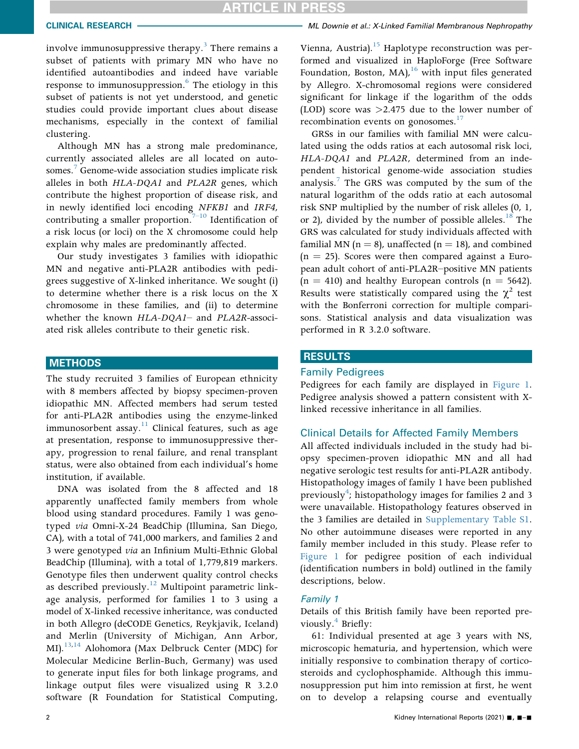involve immunosuppressive therapy.[3] There remains a subset of patients with primary MN who have no identified autoantibodies and indeed have variable response to immunosuppression.[6] The etiology in this subset of patients is not yet understood, and genetic studies could provide important clues about disease mechanisms, especially in the context of familial clustering.

Although MN has a strong male predominance, currently associated alleles are all located on autosomes.[7] Genome-wide association studies implicate risk alleles in both *HLA-DQA1* and *PLA2R* genes, which contribute the highest proportion of disease risk, and in newly identified loci encoding *NFKB1* and *IRF4*, contributing a smaller proportion.[7–10] Identification of a risk locus (or loci) on the X chromosome could help explain why males are predominantly affected.

Our study investigates 3 families with idiopathic MN and negative anti-PLA2R antibodies with pedigrees suggestive of X-linked inheritance. We sought (i) to determine whether there is a risk locus on the X chromosome in these families, and (ii) to determine whether the known *HLA-DQA1*– and *PLA2R*-associated risk alleles contribute to their genetic risk.

## METHODS

The study recruited 3 families of European ethnicity with 8 members affected by biopsy specimen-proven idiopathic MN. Affected members had serum tested for anti-PLA2R antibodies using the enzyme-linked immunosorbent assay.[11] Clinical features, such as age at presentation, response to immunosuppressive therapy, progression to renal failure, and renal transplant status, were also obtained from each individual's home institution, if available.

DNA was isolated from the 8 affected and 18 apparently unaffected family members from whole blood using standard procedures. Family 1 was genotyped *via* Omni-X-24 BeadChip (Illumina, San Diego, CA), with a total of 741,000 markers, and families 2 and 3 were genotyped *via* an Infinium Multi-Ethnic Global BeadChip (Illumina), with a total of 1,779,819 markers. Genotype files then underwent quality control checks as described previously.[12] Multipoint parametric linkage analysis, performed for families 1 to 3 using a model of X-linked recessive inheritance, was conducted in both Allegro (deCODE Genetics, Reykjavik, Iceland) and Merlin (University of Michigan, Ann Arbor, MI).[13,14] Alohomora (Max Delbruck Center (MDC) for Molecular Medicine Berlin-Buch, Germany) was used to generate input files for both linkage programs, and linkage output files were visualized using R 3.2.0 software (R Foundation for Statistical Computing, Vienna, Austria).[15] Haplotype reconstruction was performed and visualized in HaploForge (Free Software Foundation, Boston, MA),[16] with input files generated by Allegro. X-chromosomal regions were considered significant for linkage if the logarithm of the odds (LOD) score was >2.475 due to the lower number of recombination events on gonosomes.[17]

GRSs in our families with familial MN were calculated using the odds ratios at each autosomal risk loci, *HLA-DQA1* and *PLA2R*, determined from an independent historical genome-wide association studies analysis.[7] The GRS was computed by the sum of the natural logarithm of the odds ratio at each autosomal risk SNP multiplied by the number of risk alleles (0, 1, or 2), divided by the number of possible alleles.[18] The GRS was calculated for study individuals affected with familial MN ($n = 8$), unaffected ($n = 18$), and combined ($n = 25$). Scores were then compared against a European adult cohort of anti-PLA2R–positive MN patients ($n = 410$) and healthy European controls ($n = 5642$). Results were statistically compared using the $\chi^2$ test with the Bonferroni correction for multiple comparisons. Statistical analysis and data visualization was performed in R 3.2.0 software.

## RESULTS

### Family Pedigrees

Pedigrees for each family are displayed in Figure 1. Pedigree analysis showed a pattern consistent with X-linked recessive inheritance in all families.

### Clinical Details for Affected Family Members

All affected individuals included in the study had biopsy specimen-proven idiopathic MN and all had negative serologic test results for anti-PLA2R antibody. Histopathology images of family 1 have been published previously[4]; histopathology images for families 2 and 3 were unavailable. Histopathology features observed in the 3 families are detailed in Supplementary Table S1. No other autoimmune diseases were reported in any family member included in this study. Please refer to Figure 1 for pedigree position of each individual (identification numbers in bold) outlined in the family descriptions, below.

#### *Family 1*

Details of this British family have been reported previously.[4] Briefly:

61: Individual presented at age 3 years with NS, microscopic hematuria, and hypertension, which were initially responsive to combination therapy of corticosteroids and cyclophosphamide. Although this immunosuppression put him into remission at first, he went on to develop a relapsing course and eventually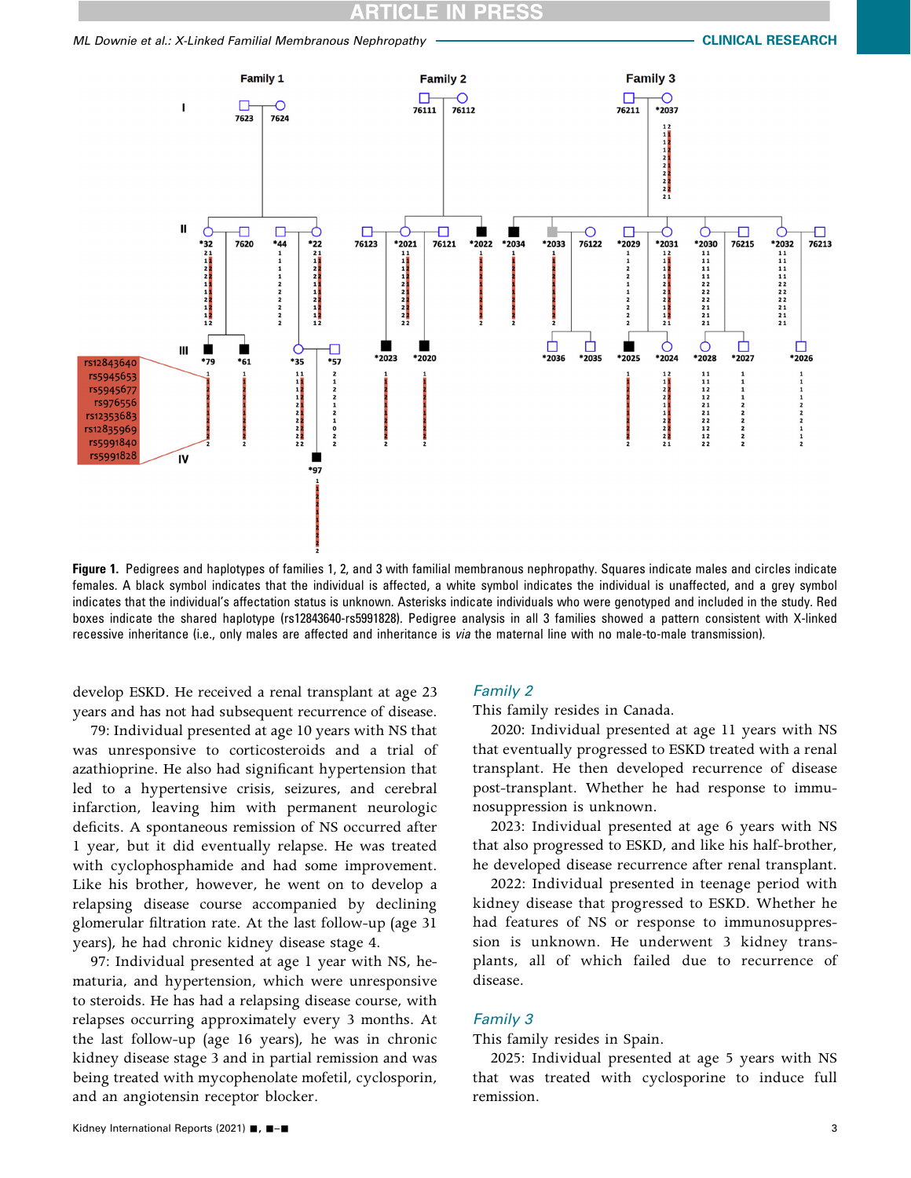Figure 1. Pedigrees and haplotypes of families 1, 2, and 3 with familial membranous nephropathy. Squares indicate males and circles indicate females. A black symbol indicates that the individual is affected, a white symbol indicates the individual is unaffected, and a grey symbol indicates that the individual's affectation status is unknown. Asterisks indicate individuals who were genotyped and included in the study. Red boxes indicate the shared haplotype (rs12843640-rs5991828). Pedigree analysis in all 3 families showed a pattern consistent with X-linked recessive inheritance (i.e., only males are affected and inheritance is *via* the maternal line with no male-to-male transmission).

develop ESKD. He received a renal transplant at age 23 years and has not had subsequent recurrence of disease.

79: Individual presented at age 10 years with NS that was unresponsive to corticosteroids and a trial of azathioprine. He also had significant hypertension that led to a hypertensive crisis, seizures, and cerebral infarction, leaving him with permanent neurologic deficits. A spontaneous remission of NS occurred after 1 year, but it did eventually relapse. He was treated with cyclophosphamide and had some improvement. Like his brother, however, he went on to develop a relapsing disease course accompanied by declining glomerular filtration rate. At the last follow-up (age 31 years), he had chronic kidney disease stage 4.

97: Individual presented at age 1 year with NS, hematuria, and hypertension, which were unresponsive to steroids. He has had a relapsing disease course, with relapses occurring approximately every 3 months. At the last follow-up (age 16 years), he was in chronic kidney disease stage 3 and in partial remission and was being treated with mycophenolate mofetil, cyclosporin, and an angiotensin receptor blocker.

### *Family 2*

This family resides in Canada.

2020: Individual presented at age 11 years with NS that eventually progressed to ESKD treated with a renal transplant. He then developed recurrence of disease post-transplant. Whether he had response to immunosuppression is unknown.

2023: Individual presented at age 6 years with NS that also progressed to ESKD, and like his half-brother, he developed disease recurrence after renal transplant.

2022: Individual presented in teenage period with kidney disease that progressed to ESKD. Whether he had features of NS or response to immunosuppression is unknown. He underwent 3 kidney transplants, all of which failed due to recurrence of disease.

### *Family 3*

This family resides in Spain.

2025: Individual presented at age 5 years with NS that was treated with cyclosporine to induce full remission.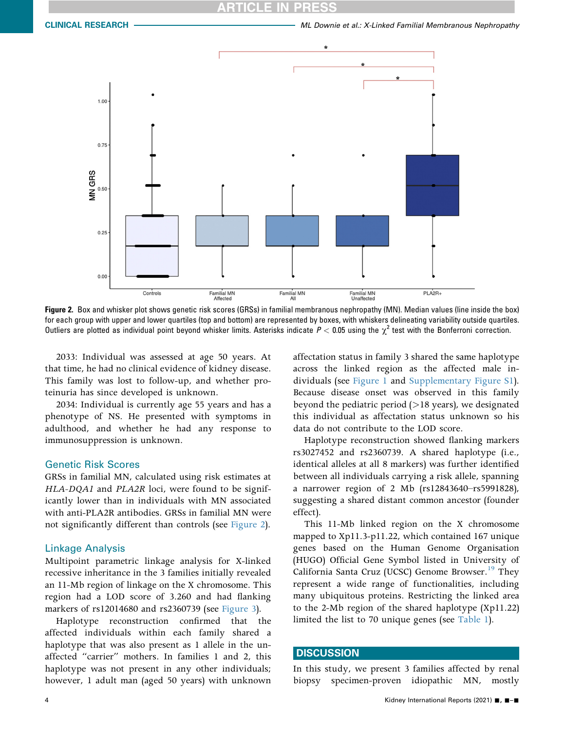Figure 2. Box and whisker plot shows genetic risk scores (GRSs) in familial membranous nephropathy (MN). Median values (line inside the box) for each group with upper and lower quartiles (top and bottom) are represented by boxes, with whiskers delineating variability outside quartiles. Outliers are plotted as individual point beyond whisker limits. Asterisks indicate $P < 0.05$ using the $\chi^2$ test with the Bonferroni correction.

2033: Individual was assessed at age 50 years. At that time, he had no clinical evidence of kidney disease. This family was lost to follow-up, and whether proteinuria has since developed is unknown.

2034: Individual is currently age 55 years and has a phenotype of NS. He presented with symptoms in adulthood, and whether he had any response to immunosuppression is unknown.

### Genetic Risk Scores

GRSs in familial MN, calculated using risk estimates at *HLA-DQA1* and *PLA2R* loci, were found to be significantly lower than in individuals with MN associated with anti-PLA2R antibodies. GRSs in familial MN were not significantly different than controls (see Figure 2).

### Linkage Analysis

Multipoint parametric linkage analysis for X-linked recessive inheritance in the 3 families initially revealed an 11-Mb region of linkage on the X chromosome. This region had a LOD score of 3.260 and had flanking markers of rs12014680 and rs2360739 (see Figure 3).

Haplotype reconstruction confirmed that the affected individuals within each family shared a haplotype that was also present as 1 allele in the unaffected "carrier" mothers. In families 1 and 2, this haplotype was not present in any other individuals; however, 1 adult man (aged 50 years) with unknown affectation status in family 3 shared the same haplotype across the linked region as the affected male individuals (see Figure 1 and Supplementary Figure S1). Because disease onset was observed in this family beyond the pediatric period (>18 years), we designated this individual as affectation status unknown so his data do not contribute to the LOD score.

Haplotype reconstruction showed flanking markers rs3027452 and rs2360739. A shared haplotype (i.e., identical alleles at all 8 markers) was further identified between all individuals carrying a risk allele, spanning a narrower region of 2 Mb (rs12843640–rs5991828), suggesting a shared distant common ancestor (founder effect).

This 11-Mb linked region on the X chromosome mapped to Xp11.3-p11.22, which contained 167 unique genes based on the Human Genome Organisation (HUGO) Official Gene Symbol listed in University of California Santa Cruz (UCSC) Genome Browser.[19] They represent a wide range of functionalities, including many ubiquitous proteins. Restricting the linked area to the 2-Mb region of the shared haplotype (Xp11.22) limited the list to 70 unique genes (see Table 1).

## DISCUSSION

In this study, we present 3 families affected by renal biopsy specimen-proven idiopathic MN, mostly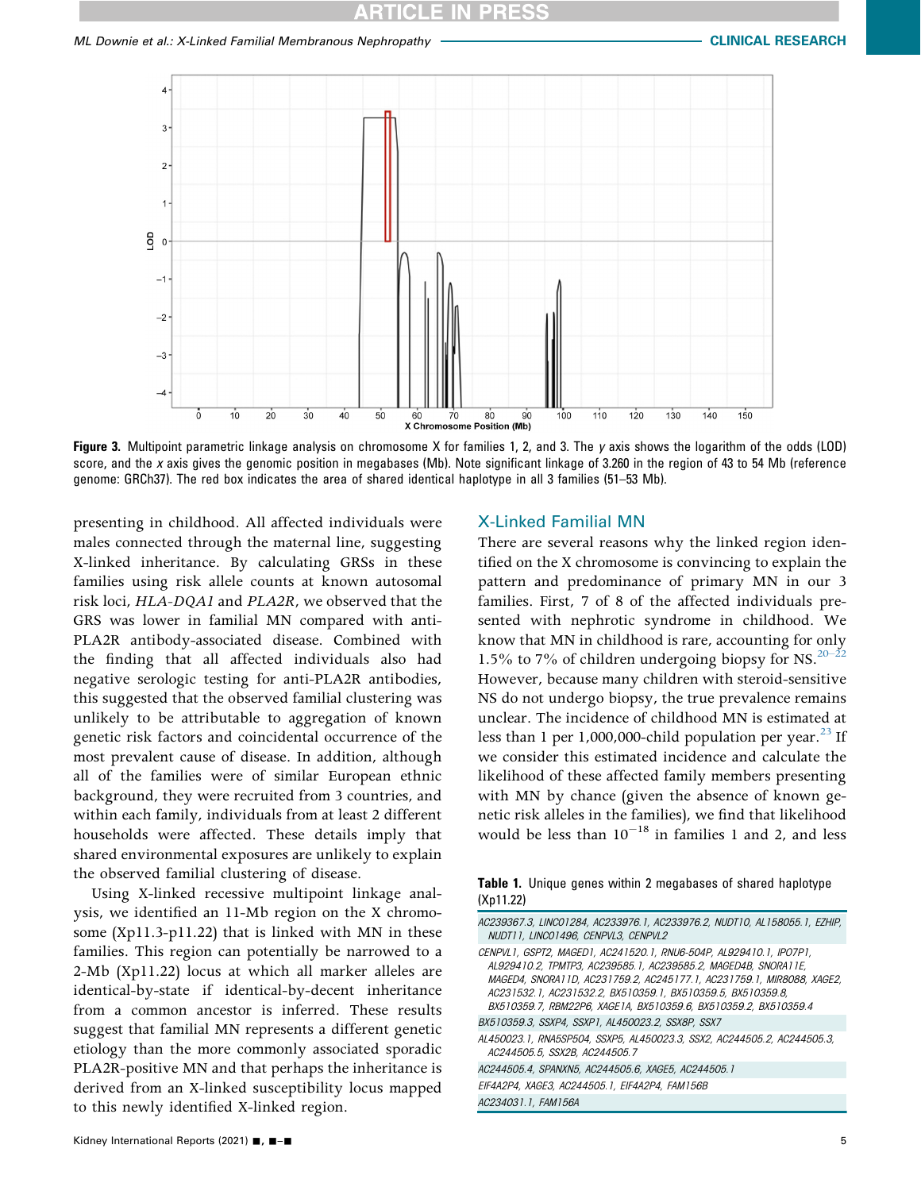Figure 3. Multipoint parametric linkage analysis on chromosome X for families 1, 2, and 3. The *y* axis shows the logarithm of the odds (LOD) score, and the *x* axis gives the genomic position in megabases (Mb). Note significant linkage of 3.260 in the region of 43 to 54 Mb (reference genome: GRCh37). The red box indicates the area of shared identical haplotype in all 3 families (51–53 Mb).

presenting in childhood. All affected individuals were males connected through the maternal line, suggesting X-linked inheritance. By calculating GRSs in these families using risk allele counts at known autosomal risk loci, *HLA-DQA1* and *PLA2R*, we observed that the GRS was lower in familial MN compared with anti-PLA2R antibody-associated disease. Combined with the finding that all affected individuals also had negative serologic testing for anti-PLA2R antibodies, this suggested that the observed familial clustering was unlikely to be attributable to aggregation of known genetic risk factors and coincidental occurrence of the most prevalent cause of disease. In addition, although all of the families were of similar European ethnic background, they were recruited from 3 countries, and within each family, individuals from at least 2 different households were affected. These details imply that shared environmental exposures are unlikely to explain the observed familial clustering of disease.

Using X-linked recessive multipoint linkage analysis, we identified an 11-Mb region on the X chromosome (Xp11.3-p11.22) that is linked with MN in these families. This region can potentially be narrowed to a 2-Mb (Xp11.22) locus at which all marker alleles are identical-by-state if identical-by-decent inheritance from a common ancestor is inferred. These results suggest that familial MN represents a different genetic etiology than the more commonly associated sporadic PLA2R-positive MN and that perhaps the inheritance is derived from an X-linked susceptibility locus mapped to this newly identified X-linked region.

## X-Linked Familial MN

There are several reasons why the linked region identified on the X chromosome is convincing to explain the pattern and predominance of primary MN in our 3 families. First, 7 of 8 of the affected individuals presented with nephrotic syndrome in childhood. We know that MN in childhood is rare, accounting for only 1.5% to 7% of children undergoing biopsy for NS.[20–22] However, because many children with steroid-sensitive NS do not undergo biopsy, the true prevalence remains unclear. The incidence of childhood MN is estimated at less than 1 per 1,000,000-child population per year.[23] If we consider this estimated incidence and calculate the likelihood of these affected family members presenting with MN by chance (given the absence of known genetic risk alleles in the families), we find that likelihood would be less than $10^{-18}$ in families 1 and 2, and less

Table 1. Unique genes within 2 megabases of shared haplotype (Xp11.22)

| |
|---|
| *AC239367.3, LINC01284, AC233976.1, AC233976.2, NUDT10, AL158055.1, EZHIP, NUDT11, LINC01496, CENPVL3, CENPVL2* |
| *CENPVL1, GSPT2, MAGED1, AC241520.1, RNU6-504P, AL929410.1, IPO7P1, AL929410.2, TPMTP3, AC239585.1, AC239585.2, MAGED4B, SNORA11E, MAGED4, SNORA11D, AC231759.2, AC245177.1, AC231759.1, MIR8088, XAGE2, AC231532.1, AC231532.2, BX510359.1, BX510359.5, BX510359.8, BX510359.7, RBM22P6, XAGE1A, BX510359.6, BX510359.2, BX510359.4* |
| *BX510359.3, SSXP4, SSXP1, AL450023.2, SSX8P, SSX7* |
| *AL450023.1, RNA5SP504, SSXP5, AL450023.3, SSX2, AC244505.2, AC244505.3, AC244505.5, SSX2B, AC244505.7* |
| *AC244505.4, SPANXN5, AC244505.6, XAGE5, AC244505.1* |
| *EIF4A2P4, XAGE3, AC244505.1, EIF4A2P4, FAM156B* |
| *AC234031.1, FAM156A* |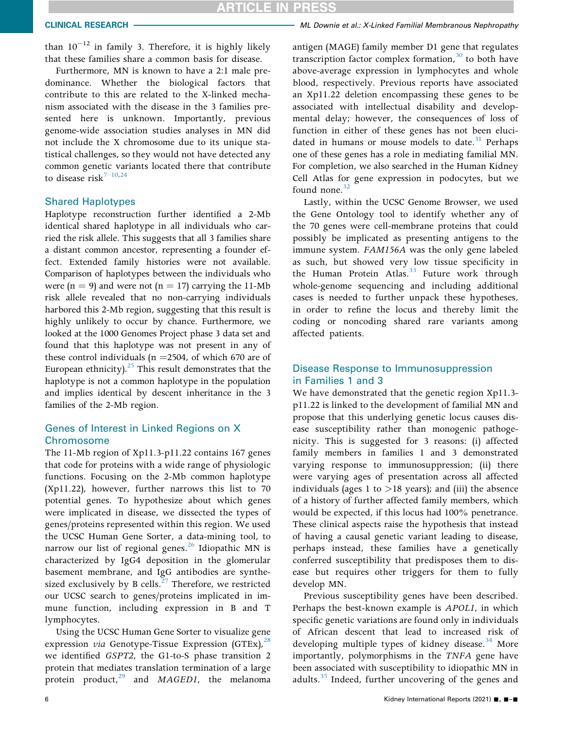than $10^{-12}$ in family 3. Therefore, it is highly likely that these families share a common basis for disease.

Furthermore, MN is known to have a 2:1 male predominance. Whether the biological factors that contribute to this are related to the X-linked mechanism associated with the disease in the 3 families presented here is unknown. Importantly, previous genome-wide association studies analyses in MN did not include the X chromosome due to its unique statistical challenges, so they would not have detected any common genetic variants located there that contribute to disease risk[7–10,24]

## Shared Haplotypes

Haplotype reconstruction further identified a 2-Mb identical shared haplotype in all individuals who carried the risk allele. This suggests that all 3 families share a distant common ancestor, representing a founder effect. Extended family histories were not available. Comparison of haplotypes between the individuals who were (n = 9) and were not (n = 17) carrying the 11-Mb risk allele revealed that no non-carrying individuals harbored this 2-Mb region, suggesting that this result is highly unlikely to occur by chance. Furthermore, we looked at the 1000 Genomes Project phase 3 data set and found that this haplotype was not present in any of these control individuals (n =2504, of which 670 are of European ethnicity).[25] This result demonstrates that the haplotype is not a common haplotype in the population and implies identical by descent inheritance in the 3 families of the 2-Mb region.

## Genes of Interest in Linked Regions on X Chromosome

The 11-Mb region of Xp11.3-p11.22 contains 167 genes that code for proteins with a wide range of physiologic functions. Focusing on the 2-Mb common haplotype (Xp11.22), however, further narrows this list to 70 potential genes. To hypothesize about which genes were implicated in disease, we dissected the types of genes/proteins represented within this region. We used the UCSC Human Gene Sorter, a data-mining tool, to narrow our list of regional genes.[26] Idiopathic MN is characterized by IgG4 deposition in the glomerular basement membrane, and IgG antibodies are synthesized exclusively by B cells.[27] Therefore, we restricted our UCSC search to genes/proteins implicated in immune function, including expression in B and T lymphocytes.

Using the UCSC Human Gene Sorter to visualize gene expression *via* Genotype-Tissue Expression (GTEx),[28] we identified *GSPT2*, the G1-to-S phase transition 2 protein that mediates translation termination of a large protein product,[29] and *MAGED1*, the melanoma antigen (MAGE) family member D1 gene that regulates transcription factor complex formation,[30] to both have above-average expression in lymphocytes and whole blood, respectively. Previous reports have associated an Xp11.22 deletion encompassing these genes to be associated with intellectual disability and developmental delay; however, the consequences of loss of function in either of these genes has not been elucidated in humans or mouse models to date.[31] Perhaps one of these genes has a role in mediating familial MN. For completion, we also searched in the Human Kidney Cell Atlas for gene expression in podocytes, but we found none.[32]

Lastly, within the UCSC Genome Browser, we used the Gene Ontology tool to identify whether any of the 70 genes were cell-membrane proteins that could possibly be implicated as presenting antigens to the immune system. *FAM156A* was the only gene labeled as such, but showed very low tissue specificity in the Human Protein Atlas.[33] Future work through whole-genome sequencing and including additional cases is needed to further unpack these hypotheses, in order to refine the locus and thereby limit the coding or noncoding shared rare variants among affected patients.

## Disease Response to Immunosuppression in Families 1 and 3

We have demonstrated that the genetic region Xp11.3-p11.22 is linked to the development of familial MN and propose that this underlying genetic locus causes disease susceptibility rather than monogenic pathogenicity. This is suggested for 3 reasons: (i) affected family members in families 1 and 3 demonstrated varying response to immunosuppression; (ii) there were varying ages of presentation across all affected individuals (ages 1 to >18 years); and (iii) the absence of a history of further affected family members, which would be expected, if this locus had 100% penetrance. These clinical aspects raise the hypothesis that instead of having a causal genetic variant leading to disease, perhaps instead, these families have a genetically conferred susceptibility that predisposes them to disease but requires other triggers for them to fully develop MN.

Previous susceptibility genes have been described. Perhaps the best-known example is *APOL1*, in which specific genetic variations are found only in individuals of African descent that lead to increased risk of developing multiple types of kidney disease.[34] More importantly, polymorphisms in the *TNFA* gene have been associated with susceptibility to idiopathic MN in adults.[35] Indeed, further uncovering of the genes and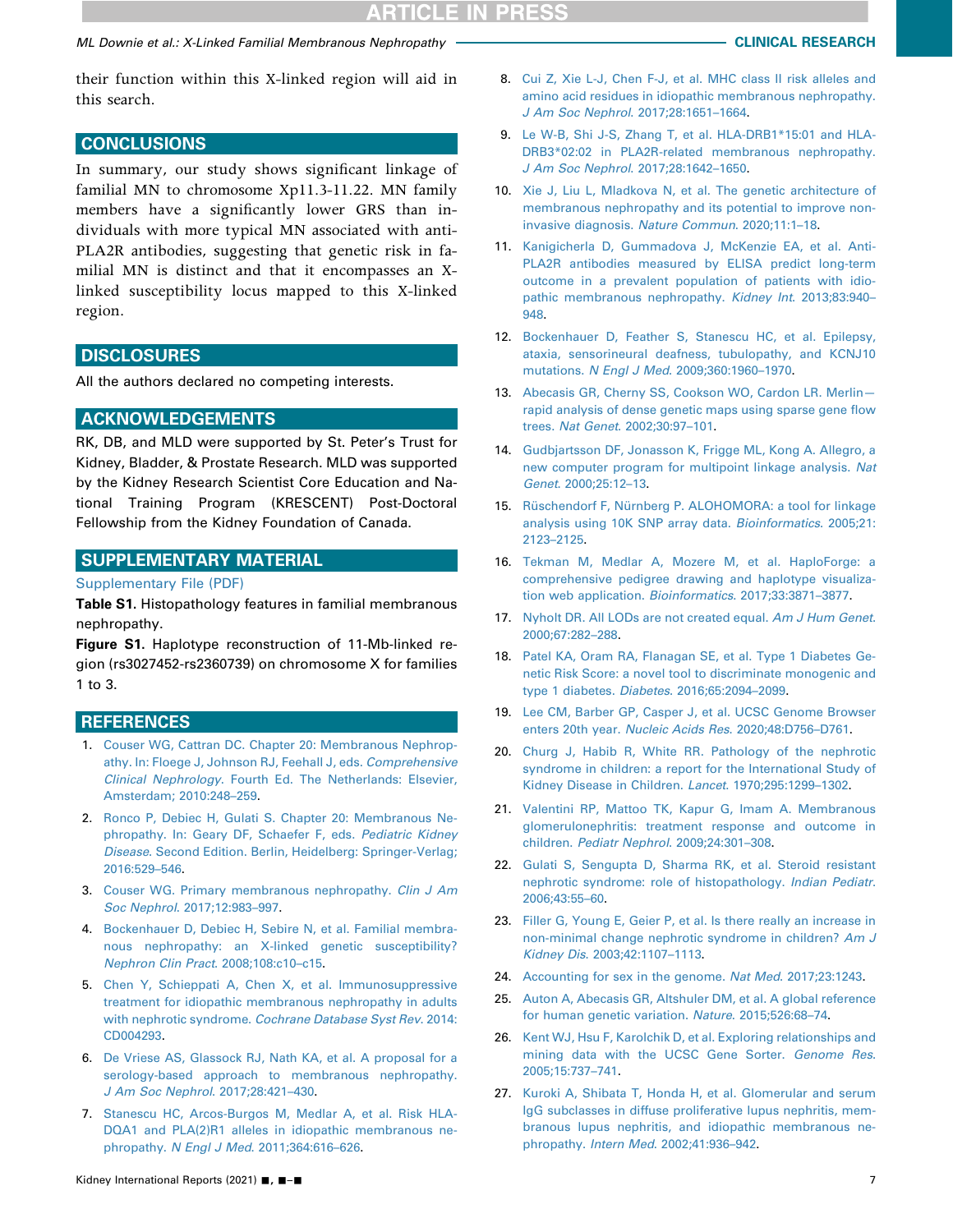their function within this X-linked region will aid in this search.

## CONCLUSIONS

In summary, our study shows significant linkage of familial MN to chromosome Xp11.3-11.22. MN family members have a significantly lower GRS than individuals with more typical MN associated with anti-PLA2R antibodies, suggesting that genetic risk in familial MN is distinct and that it encompasses an X-linked susceptibility locus mapped to this X-linked region.

## DISCLOSURES

All the authors declared no competing interests.

## ACKNOWLEDGEMENTS

RK, DB, and MLD were supported by St. Peter's Trust for Kidney, Bladder, & Prostate Research. MLD was supported by the Kidney Research Scientist Core Education and National Training Program (KRESCENT) Post-Doctoral Fellowship from the Kidney Foundation of Canada.

## SUPPLEMENTARY MATERIAL

Supplementary File (PDF)

**Table S1.** Histopathology features in familial membranous nephropathy.

**Figure S1.** Haplotype reconstruction of 11-Mb-linked region (rs3027452-rs2360739) on chromosome X for families 1 to 3.

## REFERENCES

1. Couser WG, Cattran DC. Chapter 20: Membranous Nephropathy. In: Floege J, Johnson RJ, Feehall J, eds. *Comprehensive Clinical Nephrology*. Fourth Ed. The Netherlands: Elsevier, Amsterdam; 2010:248–259.
2. Ronco P, Debiec H, Gulati S. Chapter 20: Membranous Nephropathy. In: Geary DF, Schaefer F, eds. *Pediatric Kidney Disease*. Second Edition. Berlin, Heidelberg: Springer-Verlag; 2016:529–546.
3. Couser WG. Primary membranous nephropathy. *Clin J Am Soc Nephrol*. 2017;12:983–997.
4. Bockenhauer D, Debiec H, Sebire N, et al. Familial membranous nephropathy: an X-linked genetic susceptibility? *Nephron Clin Pract*. 2008;108:c10–c15.
5. Chen Y, Schieppati A, Chen X, et al. Immunosuppressive treatment for idiopathic membranous nephropathy in adults with nephrotic syndrome. *Cochrane Database Syst Rev*. 2014: CD004293.
6. De Vriese AS, Glassock RJ, Nath KA, et al. A proposal for a serology-based approach to membranous nephropathy. *J Am Soc Nephrol*. 2017;28:421–430.
7. Stanescu HC, Arcos-Burgos M, Medlar A, et al. Risk HLA-DQA1 and PLA(2)R1 alleles in idiopathic membranous nephropathy. *N Engl J Med*. 2011;364:616–626.
8. Cui Z, Xie L-J, Chen F-J, et al. MHC class II risk alleles and amino acid residues in idiopathic membranous nephropathy. *J Am Soc Nephrol*. 2017;28:1651–1664.
9. Le W-B, Shi J-S, Zhang T, et al. HLA-DRB1*15:01 and HLA-DRB3*02:02 in PLA2R-related membranous nephropathy. *J Am Soc Nephrol*. 2017;28:1642–1650.
10. Xie J, Liu L, Mladkova N, et al. The genetic architecture of membranous nephropathy and its potential to improve non-invasive diagnosis. *Nature Commun*. 2020;11:1–18.
11. Kanigicherla D, Gummadova J, McKenzie EA, et al. Anti-PLA2R antibodies measured by ELISA predict long-term outcome in a prevalent population of patients with idiopathic membranous nephropathy. *Kidney Int*. 2013;83:940–948.
12. Bockenhauer D, Feather S, Stanescu HC, et al. Epilepsy, ataxia, sensorineural deafness, tubulopathy, and KCNJ10 mutations. *N Engl J Med*. 2009;360:1960–1970.
13. Abecasis GR, Cherny SS, Cookson WO, Cardon LR. Merlin—rapid analysis of dense genetic maps using sparse gene flow trees. *Nat Genet*. 2002;30:97–101.
14. Gudbjartsson DF, Jonasson K, Frigge ML, Kong A. Allegro, a new computer program for multipoint linkage analysis. *Nat Genet*. 2000;25:12–13.
15. Rüschendorf F, Nürnberg P. ALOHOMORA: a tool for linkage analysis using 10K SNP array data. *Bioinformatics*. 2005;21: 2123–2125.
16. Tekman M, Medlar A, Mozere M, et al. HaploForge: a comprehensive pedigree drawing and haplotype visualization web application. *Bioinformatics*. 2017;33:3871–3877.
17. Nyholt DR. All LODs are not created equal. *Am J Hum Genet*. 2000;67:282–288.
18. Patel KA, Oram RA, Flanagan SE, et al. Type 1 Diabetes Genetic Risk Score: a novel tool to discriminate monogenic and type 1 diabetes. *Diabetes*. 2016;65:2094–2099.
19. Lee CM, Barber GP, Casper J, et al. UCSC Genome Browser enters 20th year. *Nucleic Acids Res*. 2020;48:D756–D761.
20. Churg J, Habib R, White RR. Pathology of the nephrotic syndrome in children: a report for the International Study of Kidney Disease in Children. *Lancet*. 1970;295:1299–1302.
21. Valentini RP, Mattoo TK, Kapur G, Imam A. Membranous glomerulonephritis: treatment response and outcome in children. *Pediatr Nephrol*. 2009;24:301–308.
22. Gulati S, Sengupta D, Sharma RK, et al. Steroid resistant nephrotic syndrome: role of histopathology. *Indian Pediatr*. 2006;43:55–60.
23. Filler G, Young E, Geier P, et al. Is there really an increase in non-minimal change nephrotic syndrome in children? *Am J Kidney Dis*. 2003;42:1107–1113.
24. Accounting for sex in the genome. *Nat Med*. 2017;23:1243.
25. Auton A, Abecasis GR, Altshuler DM, et al. A global reference for human genetic variation. *Nature*. 2015;526:68–74.
26. Kent WJ, Hsu F, Karolchik D, et al. Exploring relationships and mining data with the UCSC Gene Sorter. *Genome Res*. 2005;15:737–741.
27. Kuroki A, Shibata T, Honda H, et al. Glomerular and serum IgG subclasses in diffuse proliferative lupus nephritis, membranous lupus nephritis, and idiopathic membranous nephropathy. *Intern Med*. 2002;41:936–942.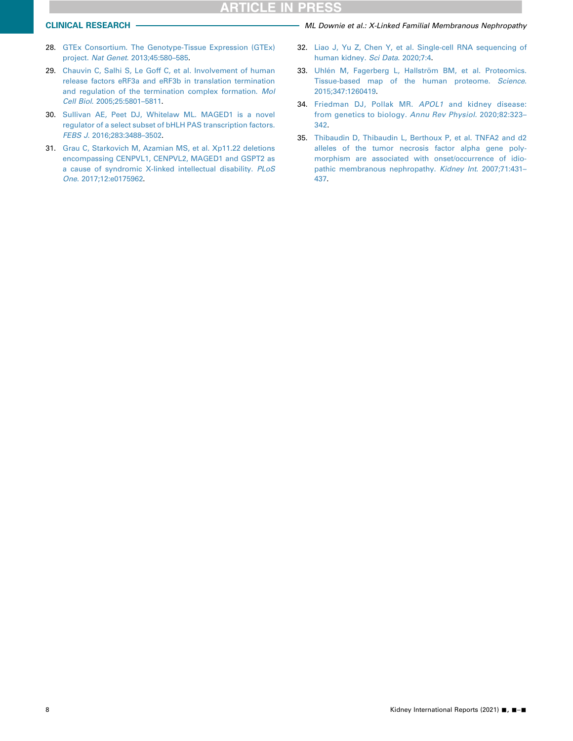28. GTEx Consortium. The Genotype-Tissue Expression (GTEx) project. *Nat Genet*. 2013;45:580–585.
29. Chauvin C, Salhi S, Le Goff C, et al. Involvement of human release factors eRF3a and eRF3b in translation termination and regulation of the termination complex formation. *Mol Cell Biol*. 2005;25:5801–5811.
30. Sullivan AE, Peet DJ, Whitelaw ML. MAGED1 is a novel regulator of a select subset of bHLH PAS transcription factors. *FEBS J*. 2016;283:3488–3502.
31. Grau C, Starkovich M, Azamian MS, et al. Xp11.22 deletions encompassing CENPVL1, CENPVL2, MAGED1 and GSPT2 as a cause of syndromic X-linked intellectual disability. *PLoS One*. 2017;12:e0175962.
32. Liao J, Yu Z, Chen Y, et al. Single-cell RNA sequencing of human kidney. *Sci Data*. 2020;7:4.
33. Uhlén M, Fagerberg L, Hallström BM, et al. Proteomics. Tissue-based map of the human proteome. *Science*. 2015;347:1260419.
34. Friedman DJ, Pollak MR. *APOL1* and kidney disease: from genetics to biology. *Annu Rev Physiol*. 2020;82:323–342.
35. Thibaudin D, Thibaudin L, Berthoux P, et al. TNFA2 and d2 alleles of the tumor necrosis factor alpha gene polymorphism are associated with onset/occurrence of idiopathic membranous nephropathy. *Kidney Int*. 2007;71:431–437.